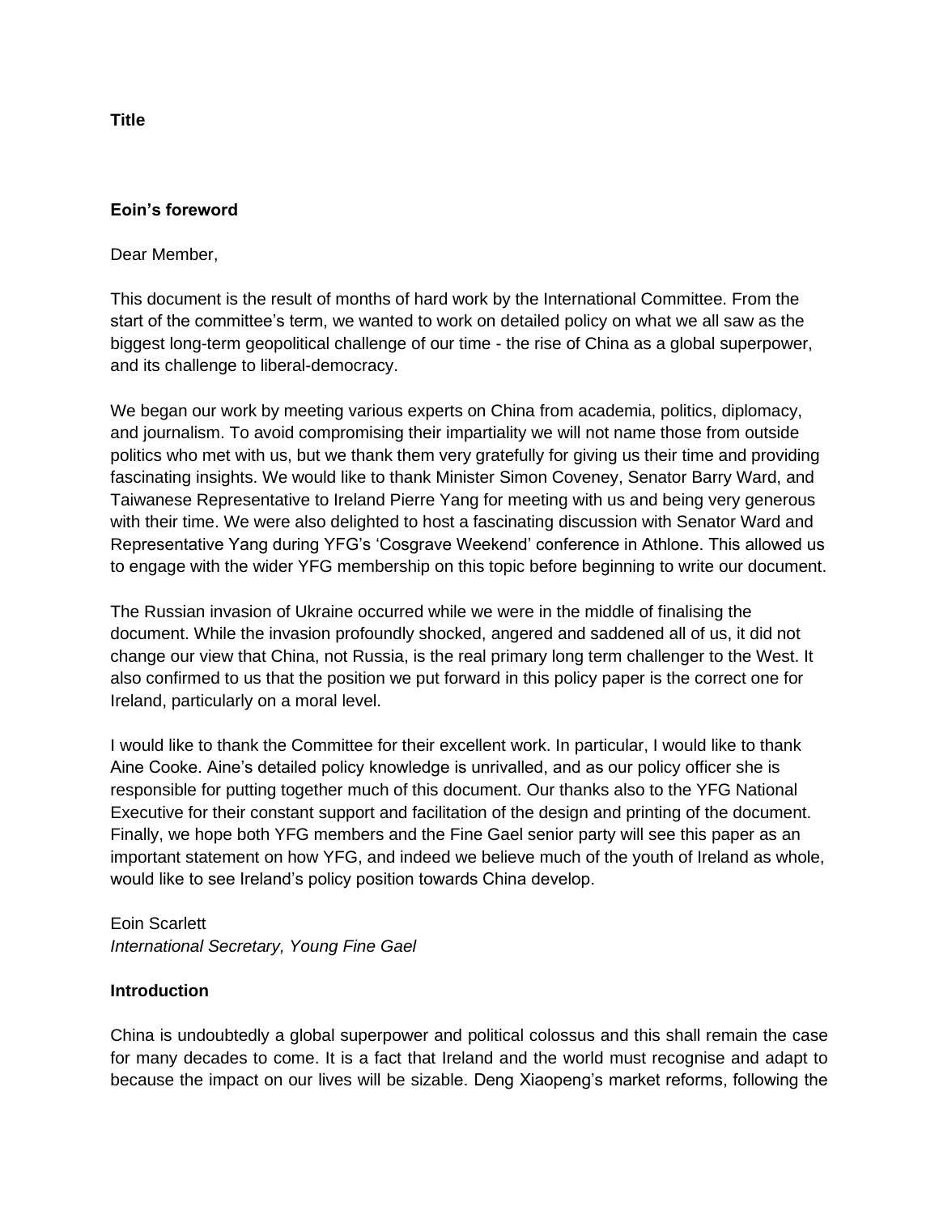**Title**

**Eoin's foreword**

Dear Member,

This document is the result of months of hard work by the International Committee. From the start of the committee's term, we wanted to work on detailed policy on what we all saw as the biggest long-term geopolitical challenge of our time - the rise of China as a global superpower, and its challenge to liberal-democracy.

We began our work by meeting various experts on China from academia, politics, diplomacy, and journalism. To avoid compromising their impartiality we will not name those from outside politics who met with us, but we thank them very gratefully for giving us their time and providing fascinating insights. We would like to thank Minister Simon Coveney, Senator Barry Ward, and Taiwanese Representative to Ireland Pierre Yang for meeting with us and being very generous with their time. We were also delighted to host a fascinating discussion with Senator Ward and Representative Yang during YFG's 'Cosgrave Weekend' conference in Athlone. This allowed us to engage with the wider YFG membership on this topic before beginning to write our document.

The Russian invasion of Ukraine occurred while we were in the middle of finalising the document. While the invasion profoundly shocked, angered and saddened all of us, it did not change our view that China, not Russia, is the real primary long term challenger to the West. It also confirmed to us that the position we put forward in this policy paper is the correct one for Ireland, particularly on a moral level.

I would like to thank the Committee for their excellent work. In particular, I would like to thank Aine Cooke. Aine's detailed policy knowledge is unrivalled, and as our policy officer she is responsible for putting together much of this document. Our thanks also to the YFG National Executive for their constant support and facilitation of the design and printing of the document. Finally, we hope both YFG members and the Fine Gael senior party will see this paper as an important statement on how YFG, and indeed we believe much of the youth of Ireland as whole, would like to see Ireland's policy position towards China develop.

Eoin Scarlett
*International Secretary, Young Fine Gael*

**Introduction**

China is undoubtedly a global superpower and political colossus and this shall remain the case for many decades to come. It is a fact that Ireland and the world must recognise and adapt to because the impact on our lives will be sizable. Deng Xiaopeng's market reforms, following the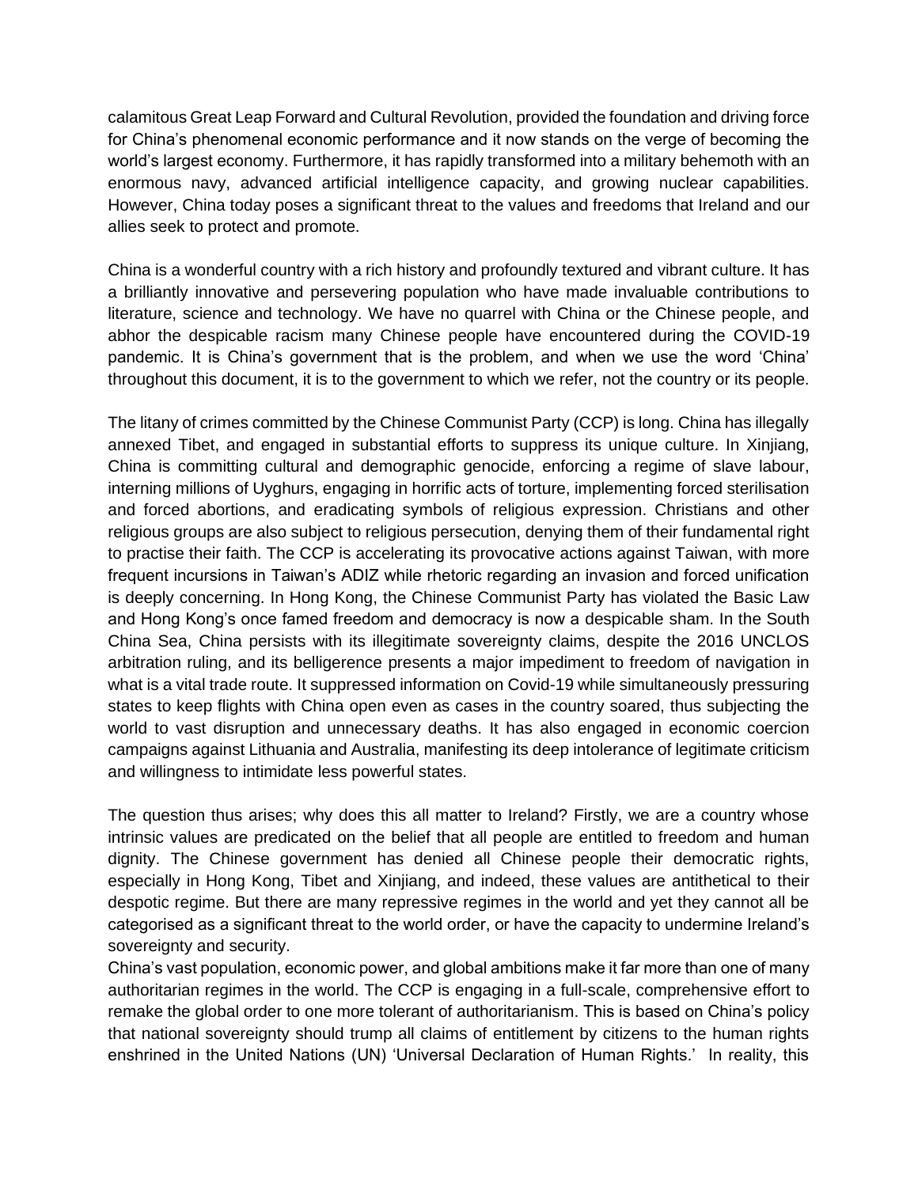calamitous Great Leap Forward and Cultural Revolution, provided the foundation and driving force for China's phenomenal economic performance and it now stands on the verge of becoming the world's largest economy. Furthermore, it has rapidly transformed into a military behemoth with an enormous navy, advanced artificial intelligence capacity, and growing nuclear capabilities. However, China today poses a significant threat to the values and freedoms that Ireland and our allies seek to protect and promote.

China is a wonderful country with a rich history and profoundly textured and vibrant culture. It has a brilliantly innovative and persevering population who have made invaluable contributions to literature, science and technology. We have no quarrel with China or the Chinese people, and abhor the despicable racism many Chinese people have encountered during the COVID-19 pandemic. It is China's government that is the problem, and when we use the word 'China' throughout this document, it is to the government to which we refer, not the country or its people.

The litany of crimes committed by the Chinese Communist Party (CCP) is long. China has illegally annexed Tibet, and engaged in substantial efforts to suppress its unique culture. In Xinjiang, China is committing cultural and demographic genocide, enforcing a regime of slave labour, interning millions of Uyghurs, engaging in horrific acts of torture, implementing forced sterilisation and forced abortions, and eradicating symbols of religious expression. Christians and other religious groups are also subject to religious persecution, denying them of their fundamental right to practise their faith. The CCP is accelerating its provocative actions against Taiwan, with more frequent incursions in Taiwan's ADIZ while rhetoric regarding an invasion and forced unification is deeply concerning. In Hong Kong, the Chinese Communist Party has violated the Basic Law and Hong Kong's once famed freedom and democracy is now a despicable sham. In the South China Sea, China persists with its illegitimate sovereignty claims, despite the 2016 UNCLOS arbitration ruling, and its belligerence presents a major impediment to freedom of navigation in what is a vital trade route. It suppressed information on Covid-19 while simultaneously pressuring states to keep flights with China open even as cases in the country soared, thus subjecting the world to vast disruption and unnecessary deaths. It has also engaged in economic coercion campaigns against Lithuania and Australia, manifesting its deep intolerance of legitimate criticism and willingness to intimidate less powerful states.

The question thus arises; why does this all matter to Ireland? Firstly, we are a country whose intrinsic values are predicated on the belief that all people are entitled to freedom and human dignity. The Chinese government has denied all Chinese people their democratic rights, especially in Hong Kong, Tibet and Xinjiang, and indeed, these values are antithetical to their despotic regime. But there are many repressive regimes in the world and yet they cannot all be categorised as a significant threat to the world order, or have the capacity to undermine Ireland's sovereignty and security.

China's vast population, economic power, and global ambitions make it far more than one of many authoritarian regimes in the world. The CCP is engaging in a full-scale, comprehensive effort to remake the global order to one more tolerant of authoritarianism. This is based on China's policy that national sovereignty should trump all claims of entitlement by citizens to the human rights enshrined in the United Nations (UN) 'Universal Declaration of Human Rights.' In reality, this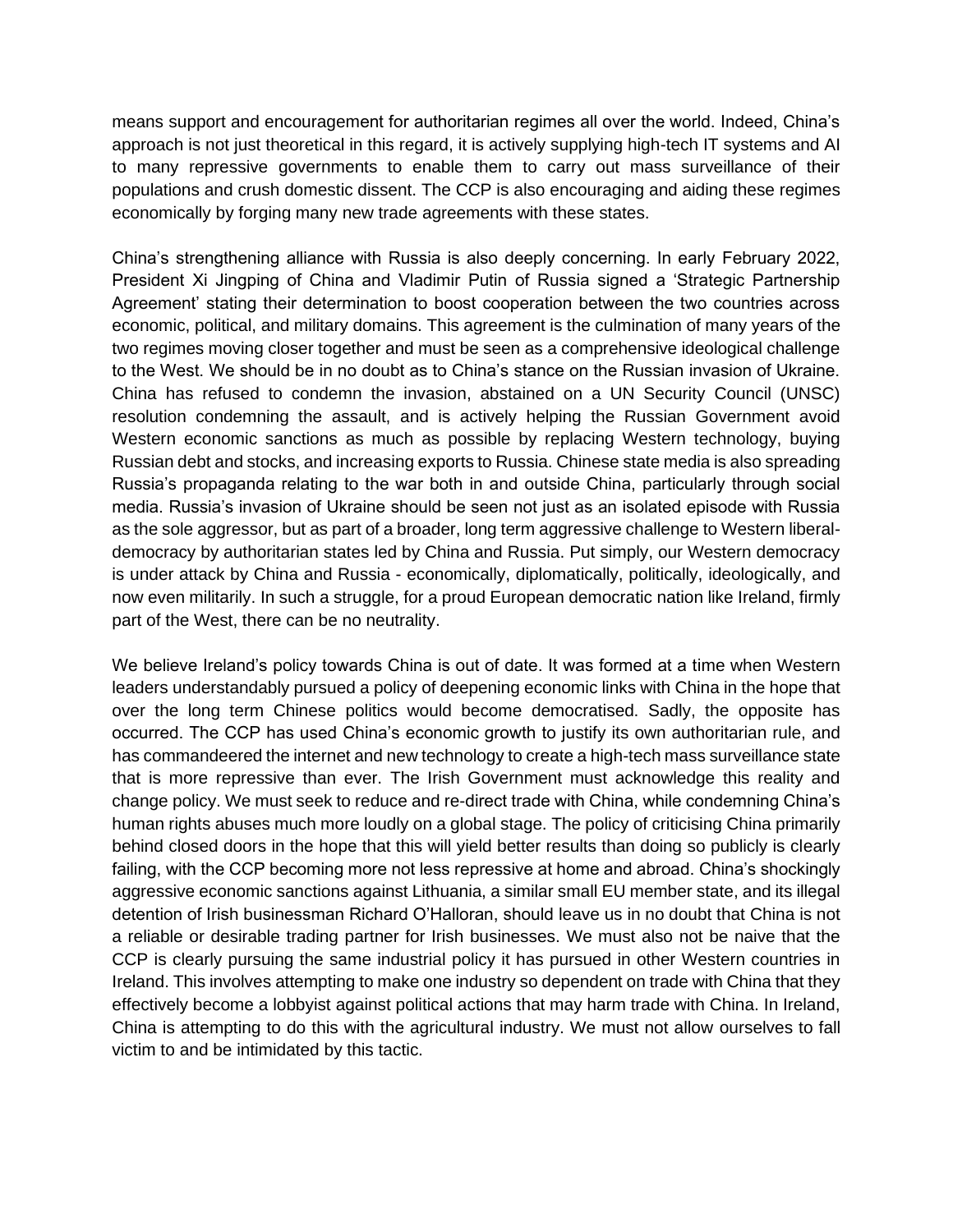means support and encouragement for authoritarian regimes all over the world. Indeed, China's approach is not just theoretical in this regard, it is actively supplying high-tech IT systems and AI to many repressive governments to enable them to carry out mass surveillance of their populations and crush domestic dissent. The CCP is also encouraging and aiding these regimes economically by forging many new trade agreements with these states.

China's strengthening alliance with Russia is also deeply concerning. In early February 2022, President Xi Jingping of China and Vladimir Putin of Russia signed a 'Strategic Partnership Agreement' stating their determination to boost cooperation between the two countries across economic, political, and military domains. This agreement is the culmination of many years of the two regimes moving closer together and must be seen as a comprehensive ideological challenge to the West. We should be in no doubt as to China's stance on the Russian invasion of Ukraine. China has refused to condemn the invasion, abstained on a UN Security Council (UNSC) resolution condemning the assault, and is actively helping the Russian Government avoid Western economic sanctions as much as possible by replacing Western technology, buying Russian debt and stocks, and increasing exports to Russia. Chinese state media is also spreading Russia's propaganda relating to the war both in and outside China, particularly through social media. Russia's invasion of Ukraine should be seen not just as an isolated episode with Russia as the sole aggressor, but as part of a broader, long term aggressive challenge to Western liberal-democracy by authoritarian states led by China and Russia. Put simply, our Western democracy is under attack by China and Russia - economically, diplomatically, politically, ideologically, and now even militarily. In such a struggle, for a proud European democratic nation like Ireland, firmly part of the West, there can be no neutrality.

We believe Ireland's policy towards China is out of date. It was formed at a time when Western leaders understandably pursued a policy of deepening economic links with China in the hope that over the long term Chinese politics would become democratised. Sadly, the opposite has occurred. The CCP has used China's economic growth to justify its own authoritarian rule, and has commandeered the internet and new technology to create a high-tech mass surveillance state that is more repressive than ever. The Irish Government must acknowledge this reality and change policy. We must seek to reduce and re-direct trade with China, while condemning China's human rights abuses much more loudly on a global stage. The policy of criticising China primarily behind closed doors in the hope that this will yield better results than doing so publicly is clearly failing, with the CCP becoming more not less repressive at home and abroad. China's shockingly aggressive economic sanctions against Lithuania, a similar small EU member state, and its illegal detention of Irish businessman Richard O'Halloran, should leave us in no doubt that China is not a reliable or desirable trading partner for Irish businesses. We must also not be naive that the CCP is clearly pursuing the same industrial policy it has pursued in other Western countries in Ireland. This involves attempting to make one industry so dependent on trade with China that they effectively become a lobbyist against political actions that may harm trade with China. In Ireland, China is attempting to do this with the agricultural industry. We must not allow ourselves to fall victim to and be intimidated by this tactic.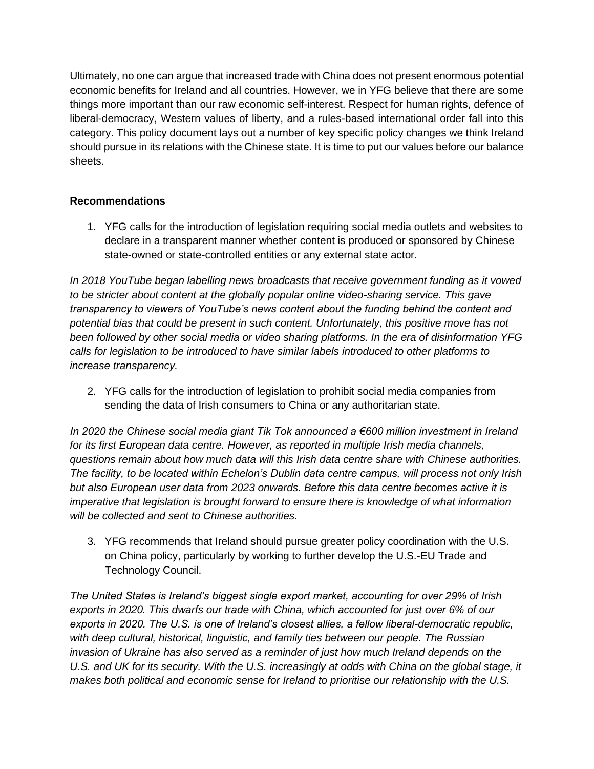Ultimately, no one can argue that increased trade with China does not present enormous potential economic benefits for Ireland and all countries. However, we in YFG believe that there are some things more important than our raw economic self-interest. Respect for human rights, defence of liberal-democracy, Western values of liberty, and a rules-based international order fall into this category. This policy document lays out a number of key specific policy changes we think Ireland should pursue in its relations with the Chinese state. It is time to put our values before our balance sheets.

**Recommendations**

1. YFG calls for the introduction of legislation requiring social media outlets and websites to declare in a transparent manner whether content is produced or sponsored by Chinese state-owned or state-controlled entities or any external state actor.

*In 2018 YouTube began labelling news broadcasts that receive government funding as it vowed to be stricter about content at the globally popular online video-sharing service. This gave transparency to viewers of YouTube's news content about the funding behind the content and potential bias that could be present in such content. Unfortunately, this positive move has not been followed by other social media or video sharing platforms. In the era of disinformation YFG calls for legislation to be introduced to have similar labels introduced to other platforms to increase transparency.*

2. YFG calls for the introduction of legislation to prohibit social media companies from sending the data of Irish consumers to China or any authoritarian state.

*In 2020 the Chinese social media giant Tik Tok announced a €600 million investment in Ireland for its first European data centre. However, as reported in multiple Irish media channels, questions remain about how much data will this Irish data centre share with Chinese authorities. The facility, to be located within Echelon's Dublin data centre campus, will process not only Irish but also European user data from 2023 onwards. Before this data centre becomes active it is imperative that legislation is brought forward to ensure there is knowledge of what information will be collected and sent to Chinese authorities.*

3. YFG recommends that Ireland should pursue greater policy coordination with the U.S. on China policy, particularly by working to further develop the U.S.-EU Trade and Technology Council.

*The United States is Ireland's biggest single export market, accounting for over 29% of Irish exports in 2020. This dwarfs our trade with China, which accounted for just over 6% of our exports in 2020. The U.S. is one of Ireland's closest allies, a fellow liberal-democratic republic, with deep cultural, historical, linguistic, and family ties between our people. The Russian invasion of Ukraine has also served as a reminder of just how much Ireland depends on the U.S. and UK for its security. With the U.S. increasingly at odds with China on the global stage, it makes both political and economic sense for Ireland to prioritise our relationship with the U.S.*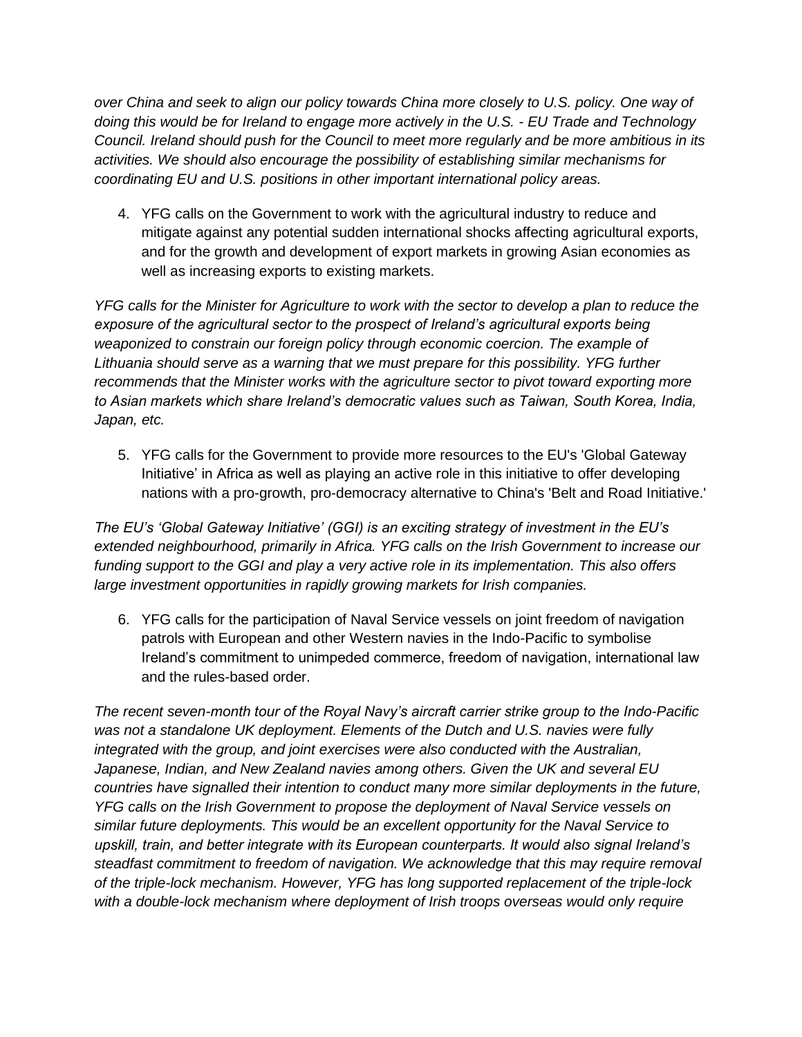*over China and seek to align our policy towards China more closely to U.S. policy. One way of doing this would be for Ireland to engage more actively in the U.S. - EU Trade and Technology Council. Ireland should push for the Council to meet more regularly and be more ambitious in its activities. We should also encourage the possibility of establishing similar mechanisms for coordinating EU and U.S. positions in other important international policy areas.*

4. YFG calls on the Government to work with the agricultural industry to reduce and mitigate against any potential sudden international shocks affecting agricultural exports, and for the growth and development of export markets in growing Asian economies as well as increasing exports to existing markets.

*YFG calls for the Minister for Agriculture to work with the sector to develop a plan to reduce the exposure of the agricultural sector to the prospect of Ireland's agricultural exports being weaponized to constrain our foreign policy through economic coercion. The example of Lithuania should serve as a warning that we must prepare for this possibility. YFG further recommends that the Minister works with the agriculture sector to pivot toward exporting more to Asian markets which share Ireland's democratic values such as Taiwan, South Korea, India, Japan, etc.*

5. YFG calls for the Government to provide more resources to the EU's 'Global Gateway Initiative' in Africa as well as playing an active role in this initiative to offer developing nations with a pro-growth, pro-democracy alternative to China's 'Belt and Road Initiative.'

*The EU's 'Global Gateway Initiative' (GGI) is an exciting strategy of investment in the EU's extended neighbourhood, primarily in Africa. YFG calls on the Irish Government to increase our funding support to the GGI and play a very active role in its implementation. This also offers large investment opportunities in rapidly growing markets for Irish companies.*

6. YFG calls for the participation of Naval Service vessels on joint freedom of navigation patrols with European and other Western navies in the Indo-Pacific to symbolise Ireland's commitment to unimpeded commerce, freedom of navigation, international law and the rules-based order.

*The recent seven-month tour of the Royal Navy's aircraft carrier strike group to the Indo-Pacific was not a standalone UK deployment. Elements of the Dutch and U.S. navies were fully integrated with the group, and joint exercises were also conducted with the Australian, Japanese, Indian, and New Zealand navies among others. Given the UK and several EU countries have signalled their intention to conduct many more similar deployments in the future, YFG calls on the Irish Government to propose the deployment of Naval Service vessels on similar future deployments. This would be an excellent opportunity for the Naval Service to upskill, train, and better integrate with its European counterparts. It would also signal Ireland's steadfast commitment to freedom of navigation. We acknowledge that this may require removal of the triple-lock mechanism. However, YFG has long supported replacement of the triple-lock with a double-lock mechanism where deployment of Irish troops overseas would only require*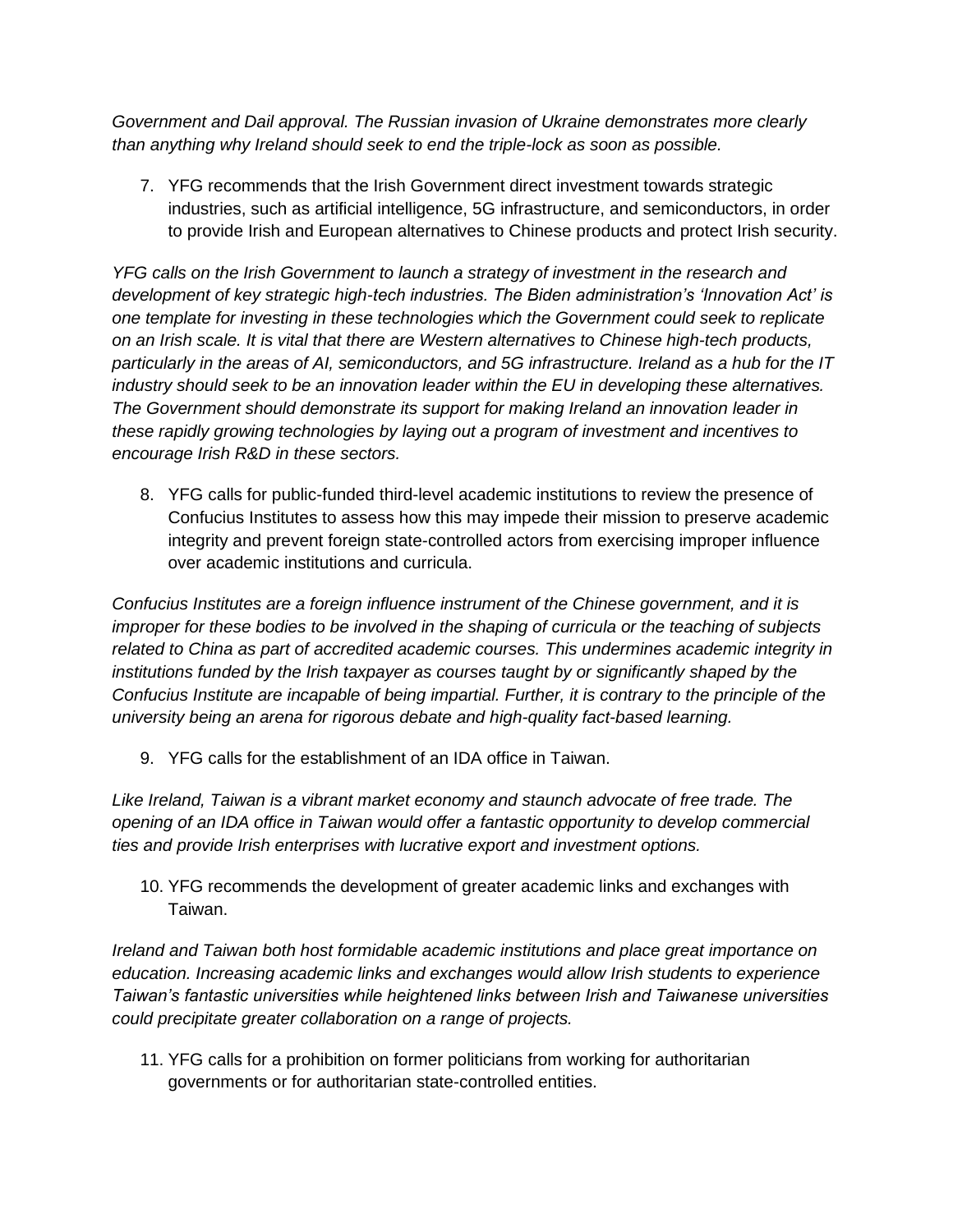*Government and Dail approval. The Russian invasion of Ukraine demonstrates more clearly than anything why Ireland should seek to end the triple-lock as soon as possible.*

7. YFG recommends that the Irish Government direct investment towards strategic industries, such as artificial intelligence, 5G infrastructure, and semiconductors, in order to provide Irish and European alternatives to Chinese products and protect Irish security.

*YFG calls on the Irish Government to launch a strategy of investment in the research and development of key strategic high-tech industries. The Biden administration's 'Innovation Act' is one template for investing in these technologies which the Government could seek to replicate on an Irish scale. It is vital that there are Western alternatives to Chinese high-tech products, particularly in the areas of AI, semiconductors, and 5G infrastructure. Ireland as a hub for the IT industry should seek to be an innovation leader within the EU in developing these alternatives. The Government should demonstrate its support for making Ireland an innovation leader in these rapidly growing technologies by laying out a program of investment and incentives to encourage Irish R&D in these sectors.*

8. YFG calls for public-funded third-level academic institutions to review the presence of Confucius Institutes to assess how this may impede their mission to preserve academic integrity and prevent foreign state-controlled actors from exercising improper influence over academic institutions and curricula.

*Confucius Institutes are a foreign influence instrument of the Chinese government, and it is improper for these bodies to be involved in the shaping of curricula or the teaching of subjects related to China as part of accredited academic courses. This undermines academic integrity in institutions funded by the Irish taxpayer as courses taught by or significantly shaped by the Confucius Institute are incapable of being impartial. Further, it is contrary to the principle of the university being an arena for rigorous debate and high-quality fact-based learning.*

9. YFG calls for the establishment of an IDA office in Taiwan.

*Like Ireland, Taiwan is a vibrant market economy and staunch advocate of free trade. The opening of an IDA office in Taiwan would offer a fantastic opportunity to develop commercial ties and provide Irish enterprises with lucrative export and investment options.*

10. YFG recommends the development of greater academic links and exchanges with Taiwan.

*Ireland and Taiwan both host formidable academic institutions and place great importance on education. Increasing academic links and exchanges would allow Irish students to experience Taiwan's fantastic universities while heightened links between Irish and Taiwanese universities could precipitate greater collaboration on a range of projects.*

11. YFG calls for a prohibition on former politicians from working for authoritarian governments or for authoritarian state-controlled entities.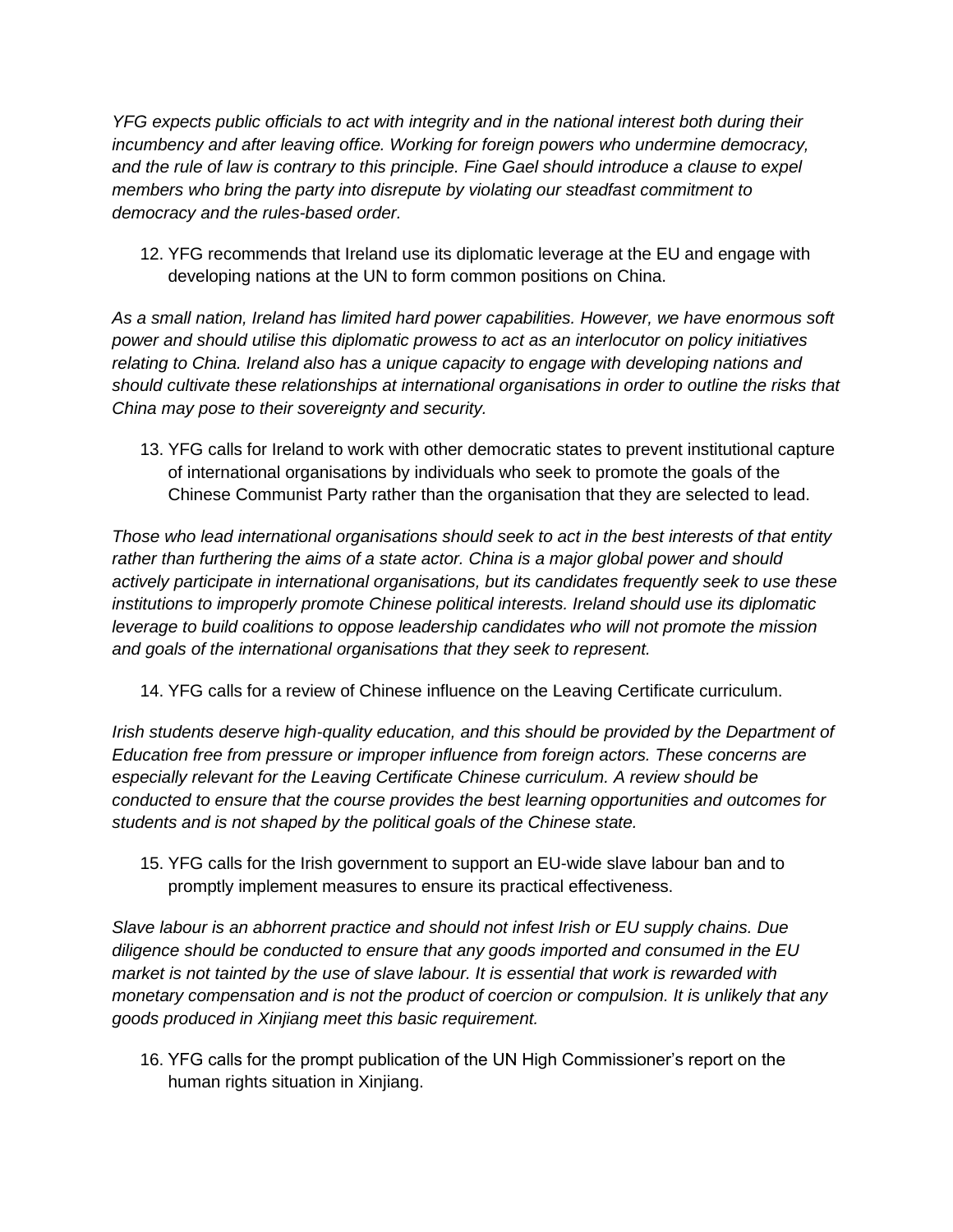*YFG expects public officials to act with integrity and in the national interest both during their incumbency and after leaving office. Working for foreign powers who undermine democracy, and the rule of law is contrary to this principle. Fine Gael should introduce a clause to expel members who bring the party into disrepute by violating our steadfast commitment to democracy and the rules-based order.*

12. YFG recommends that Ireland use its diplomatic leverage at the EU and engage with developing nations at the UN to form common positions on China.

*As a small nation, Ireland has limited hard power capabilities. However, we have enormous soft power and should utilise this diplomatic prowess to act as an interlocutor on policy initiatives relating to China. Ireland also has a unique capacity to engage with developing nations and should cultivate these relationships at international organisations in order to outline the risks that China may pose to their sovereignty and security.*

13. YFG calls for Ireland to work with other democratic states to prevent institutional capture of international organisations by individuals who seek to promote the goals of the Chinese Communist Party rather than the organisation that they are selected to lead.

*Those who lead international organisations should seek to act in the best interests of that entity rather than furthering the aims of a state actor. China is a major global power and should actively participate in international organisations, but its candidates frequently seek to use these institutions to improperly promote Chinese political interests. Ireland should use its diplomatic leverage to build coalitions to oppose leadership candidates who will not promote the mission and goals of the international organisations that they seek to represent.*

14. YFG calls for a review of Chinese influence on the Leaving Certificate curriculum.

*Irish students deserve high-quality education, and this should be provided by the Department of Education free from pressure or improper influence from foreign actors. These concerns are especially relevant for the Leaving Certificate Chinese curriculum. A review should be conducted to ensure that the course provides the best learning opportunities and outcomes for students and is not shaped by the political goals of the Chinese state.*

15. YFG calls for the Irish government to support an EU-wide slave labour ban and to promptly implement measures to ensure its practical effectiveness.

*Slave labour is an abhorrent practice and should not infest Irish or EU supply chains. Due diligence should be conducted to ensure that any goods imported and consumed in the EU market is not tainted by the use of slave labour. It is essential that work is rewarded with monetary compensation and is not the product of coercion or compulsion. It is unlikely that any goods produced in Xinjiang meet this basic requirement.*

16. YFG calls for the prompt publication of the UN High Commissioner's report on the human rights situation in Xinjiang.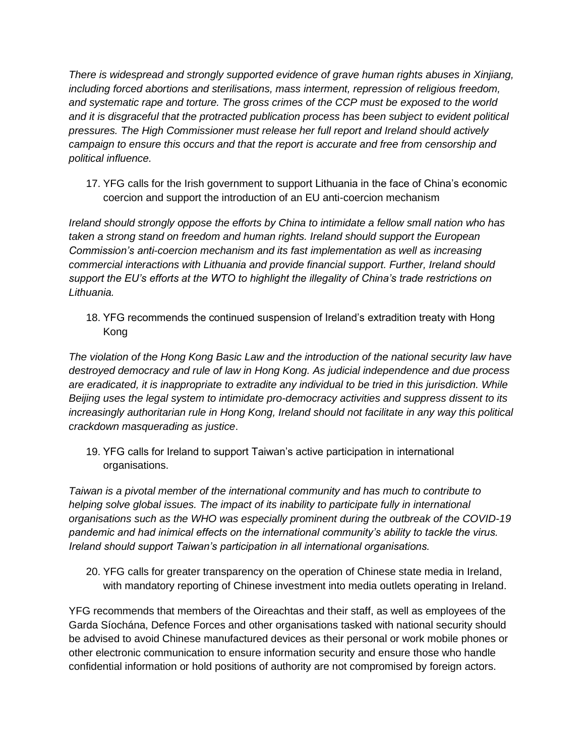*There is widespread and strongly supported evidence of grave human rights abuses in Xinjiang, including forced abortions and sterilisations, mass interment, repression of religious freedom, and systematic rape and torture. The gross crimes of the CCP must be exposed to the world and it is disgraceful that the protracted publication process has been subject to evident political pressures. The High Commissioner must release her full report and Ireland should actively campaign to ensure this occurs and that the report is accurate and free from censorship and political influence.*

17. YFG calls for the Irish government to support Lithuania in the face of China's economic coercion and support the introduction of an EU anti-coercion mechanism

*Ireland should strongly oppose the efforts by China to intimidate a fellow small nation who has taken a strong stand on freedom and human rights. Ireland should support the European Commission's anti-coercion mechanism and its fast implementation as well as increasing commercial interactions with Lithuania and provide financial support. Further, Ireland should support the EU's efforts at the WTO to highlight the illegality of China's trade restrictions on Lithuania.*

18. YFG recommends the continued suspension of Ireland's extradition treaty with Hong Kong

*The violation of the Hong Kong Basic Law and the introduction of the national security law have destroyed democracy and rule of law in Hong Kong. As judicial independence and due process are eradicated, it is inappropriate to extradite any individual to be tried in this jurisdiction. While Beijing uses the legal system to intimidate pro-democracy activities and suppress dissent to its increasingly authoritarian rule in Hong Kong, Ireland should not facilitate in any way this political crackdown masquerading as justice*.

19. YFG calls for Ireland to support Taiwan's active participation in international organisations.

*Taiwan is a pivotal member of the international community and has much to contribute to helping solve global issues. The impact of its inability to participate fully in international organisations such as the WHO was especially prominent during the outbreak of the COVID-19 pandemic and had inimical effects on the international community's ability to tackle the virus. Ireland should support Taiwan's participation in all international organisations.*

20. YFG calls for greater transparency on the operation of Chinese state media in Ireland, with mandatory reporting of Chinese investment into media outlets operating in Ireland.

YFG recommends that members of the Oireachtas and their staff, as well as employees of the Garda Síochána, Defence Forces and other organisations tasked with national security should be advised to avoid Chinese manufactured devices as their personal or work mobile phones or other electronic communication to ensure information security and ensure those who handle confidential information or hold positions of authority are not compromised by foreign actors.